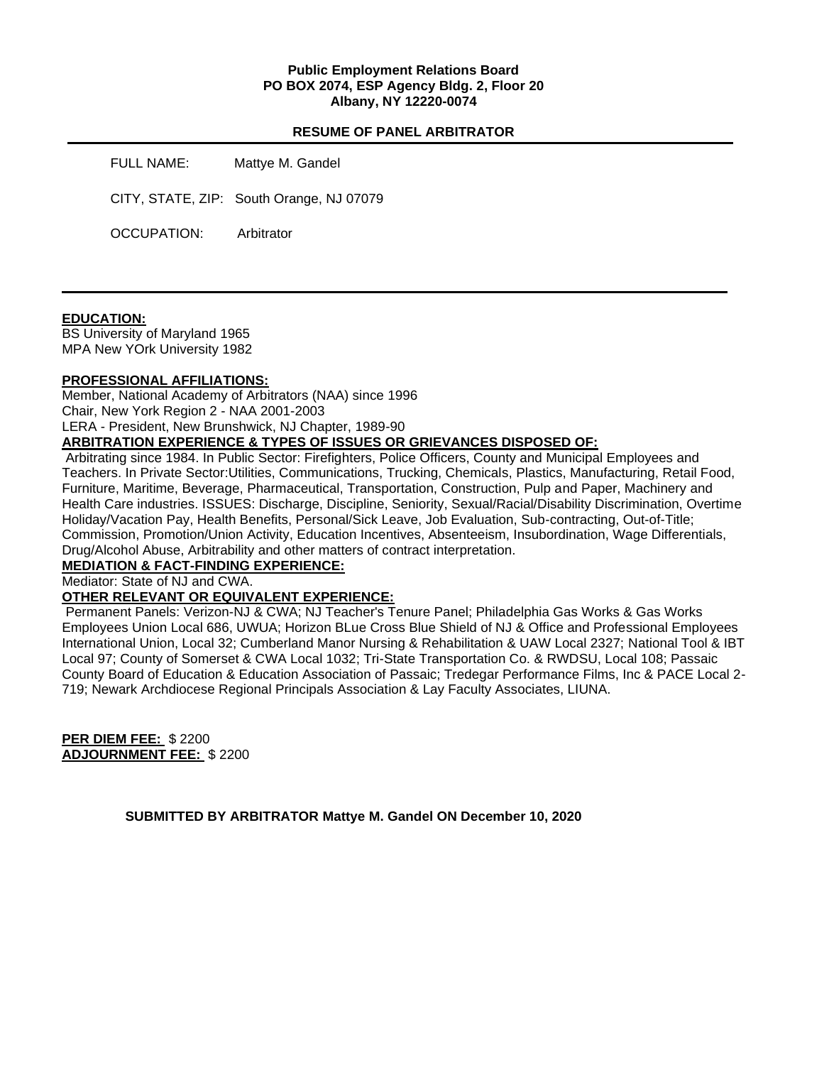**Public Employment Relations Board**
**PO BOX 2074, ESP Agency Bldg. 2, Floor 20**
**Albany, NY 12220-0074**

**RESUME OF PANEL ARBITRATOR**

FULL NAME: Mattye M. Gandel

CITY, STATE, ZIP: South Orange, NJ 07079

OCCUPATION: Arbitrator

---

**EDUCATION:**

BS University of Maryland 1965
MPA New YOrk University 1982

**PROFESSIONAL AFFILIATIONS:**

Member, National Academy of Arbitrators (NAA) since 1996
Chair, New York Region 2 - NAA 2001-2003
LERA - President, New Brunshwick, NJ Chapter, 1989-90

**ARBITRATION EXPERIENCE & TYPES OF ISSUES OR GRIEVANCES DISPOSED OF:**

Arbitrating since 1984. In Public Sector: Firefighters, Police Officers, County and Municipal Employees and Teachers. In Private Sector:Utilities, Communications, Trucking, Chemicals, Plastics, Manufacturing, Retail Food, Furniture, Maritime, Beverage, Pharmaceutical, Transportation, Construction, Pulp and Paper, Machinery and Health Care industries. ISSUES: Discharge, Discipline, Seniority, Sexual/Racial/Disability Discrimination, Overtime Holiday/Vacation Pay, Health Benefits, Personal/Sick Leave, Job Evaluation, Sub-contracting, Out-of-Title; Commission, Promotion/Union Activity, Education Incentives, Absenteeism, Insubordination, Wage Differentials, Drug/Alcohol Abuse, Arbitrability and other matters of contract interpretation.

**MEDIATION & FACT-FINDING EXPERIENCE:**

Mediator: State of NJ and CWA.

**OTHER RELEVANT OR EQUIVALENT EXPERIENCE:**

Permanent Panels: Verizon-NJ & CWA; NJ Teacher's Tenure Panel; Philadelphia Gas Works & Gas Works Employees Union Local 686, UWUA; Horizon BLue Cross Blue Shield of NJ & Office and Professional Employees International Union, Local 32; Cumberland Manor Nursing & Rehabilitation & UAW Local 2327; National Tool & IBT Local 97; County of Somerset & CWA Local 1032; Tri-State Transportation Co. & RWDSU, Local 108; Passaic County Board of Education & Education Association of Passaic; Tredegar Performance Films, Inc & PACE Local 2-719; Newark Archdiocese Regional Principals Association & Lay Faculty Associates, LIUNA.

**PER DIEM FEE:** $ 2200
**ADJOURNMENT FEE:** $ 2200

**SUBMITTED BY ARBITRATOR Mattye M. Gandel ON December 10, 2020**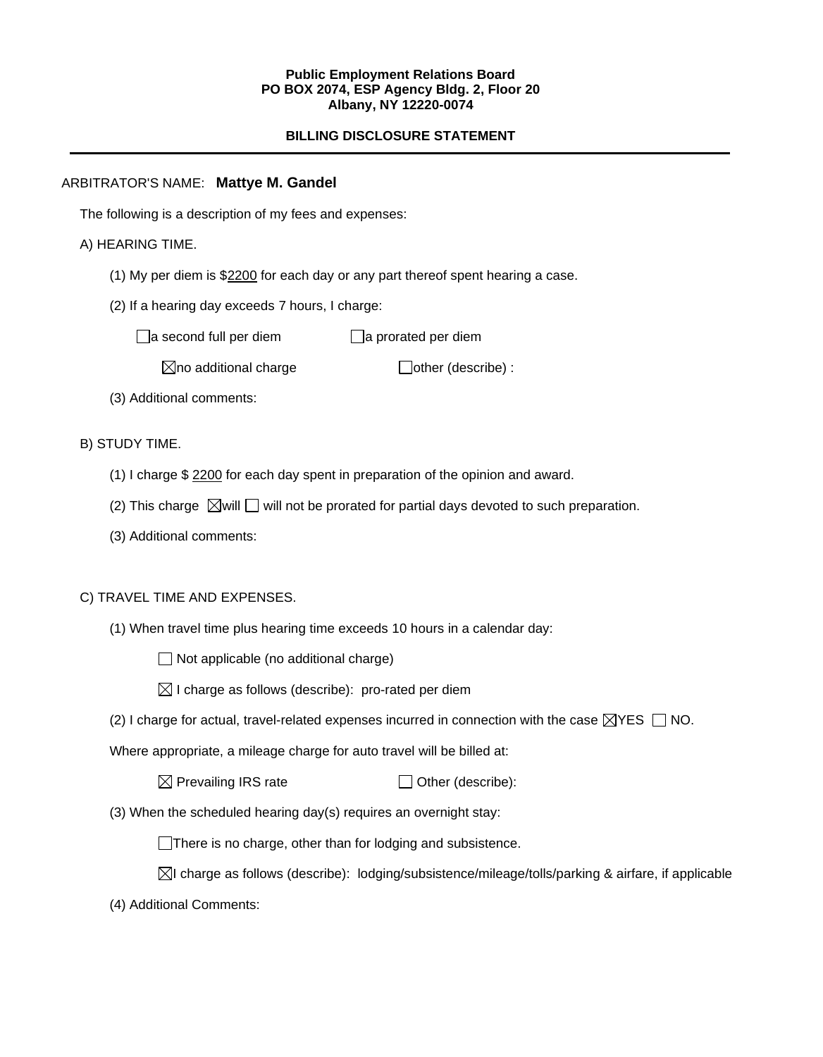**Public Employment Relations Board**
**PO BOX 2074, ESP Agency Bldg. 2, Floor 20**
**Albany, NY 12220-0074**

**BILLING DISCLOSURE STATEMENT**

---

ARBITRATOR'S NAME: **Mattye M. Gandel**

The following is a description of my fees and expenses:

A) HEARING TIME.

(1) My per diem is $2200 for each day or any part thereof spent hearing a case.

(2) If a hearing day exceeds 7 hours, I charge:

- ☐ a second full per diem
- ☐ a prorated per diem
- ☒ no additional charge
- ☐ other (describe) :

(3) Additional comments:

B) STUDY TIME.

(1) I charge $ 2200 for each day spent in preparation of the opinion and award.

(2) This charge ☒ will ☐ will not be prorated for partial days devoted to such preparation.

(3) Additional comments:

C) TRAVEL TIME AND EXPENSES.

(1) When travel time plus hearing time exceeds 10 hours in a calendar day:

- ☐ Not applicable (no additional charge)
- ☒ I charge as follows (describe): pro-rated per diem

(2) I charge for actual, travel-related expenses incurred in connection with the case ☒ YES ☐ NO.

Where appropriate, a mileage charge for auto travel will be billed at:

- ☒ Prevailing IRS rate
- ☐ Other (describe):

(3) When the scheduled hearing day(s) requires an overnight stay:

- ☐ There is no charge, other than for lodging and subsistence.
- ☒ I charge as follows (describe): lodging/subsistence/mileage/tolls/parking & airfare, if applicable

(4) Additional Comments: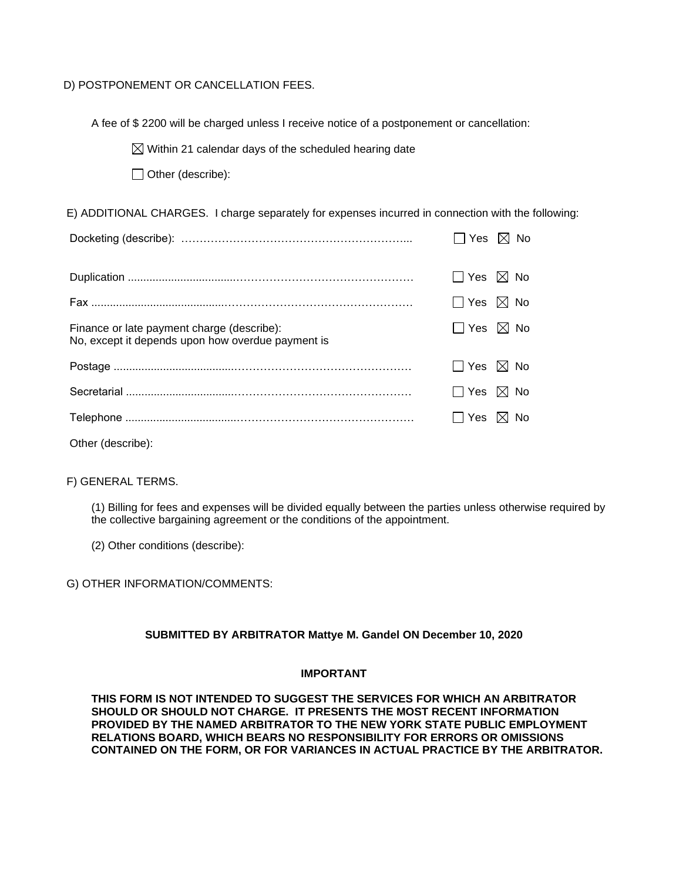D) POSTPONEMENT OR CANCELLATION FEES.

A fee of $ 2200 will be charged unless I receive notice of a postponement or cancellation:

☒ Within 21 calendar days of the scheduled hearing date

☐ Other (describe):

E) ADDITIONAL CHARGES. I charge separately for expenses incurred in connection with the following:

| | |
|---|---|
| Docketing (describe): ........................................................ | ☐ Yes ☒ No |
| Duplication ........................................................ | ☐ Yes ☒ No |
| Fax ........................................................ | ☐ Yes ☒ No |
| Finance or late payment charge (describe): No, except it depends upon how overdue payment is | ☐ Yes ☒ No |
| Postage ........................................................ | ☐ Yes ☒ No |
| Secretarial ........................................................ | ☐ Yes ☒ No |
| Telephone ........................................................ | ☐ Yes ☒ No |

Other (describe):

F) GENERAL TERMS.

(1) Billing for fees and expenses will be divided equally between the parties unless otherwise required by the collective bargaining agreement or the conditions of the appointment.

(2) Other conditions (describe):

G) OTHER INFORMATION/COMMENTS:

**SUBMITTED BY ARBITRATOR Mattye M. Gandel ON December 10, 2020**

**IMPORTANT**

**THIS FORM IS NOT INTENDED TO SUGGEST THE SERVICES FOR WHICH AN ARBITRATOR SHOULD OR SHOULD NOT CHARGE. IT PRESENTS THE MOST RECENT INFORMATION PROVIDED BY THE NAMED ARBITRATOR TO THE NEW YORK STATE PUBLIC EMPLOYMENT RELATIONS BOARD, WHICH BEARS NO RESPONSIBILITY FOR ERRORS OR OMISSIONS CONTAINED ON THE FORM, OR FOR VARIANCES IN ACTUAL PRACTICE BY THE ARBITRATOR.**